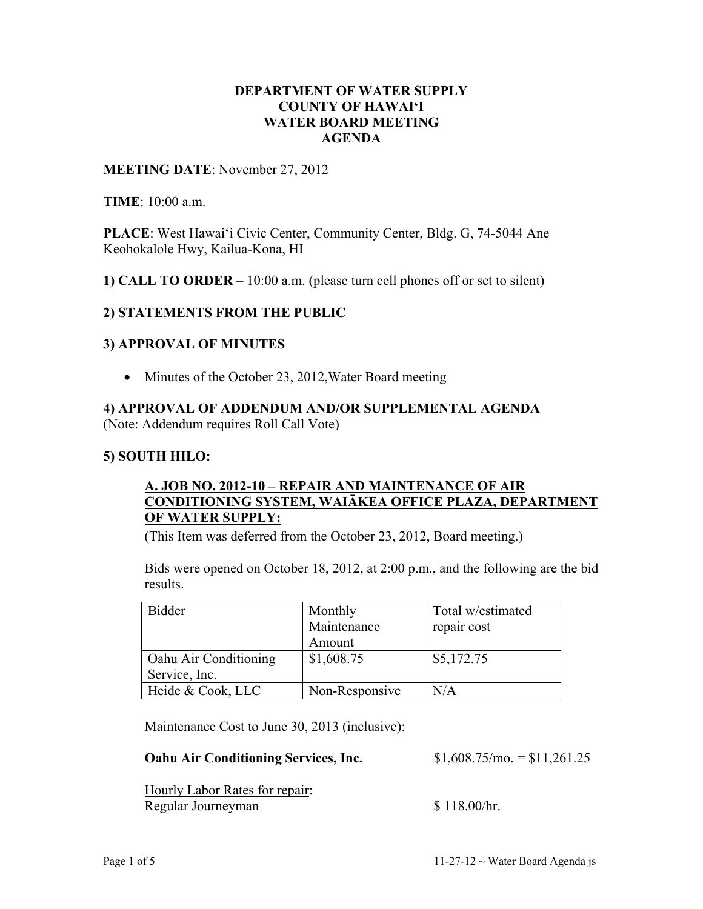**DEPARTMENT OF WATER SUPPLY**
**COUNTY OF HAWAI'I**
**WATER BOARD MEETING**
**AGENDA**

**MEETING DATE**: November 27, 2012

**TIME**: 10:00 a.m.

**PLACE**: West Hawai'i Civic Center, Community Center, Bldg. G, 74-5044 Ane Keohokalole Hwy, Kailua-Kona, HI

**1) CALL TO ORDER** – 10:00 a.m. (please turn cell phones off or set to silent)

**2) STATEMENTS FROM THE PUBLIC**

**3) APPROVAL OF MINUTES**

- Minutes of the October 23, 2012,Water Board meeting

**4) APPROVAL OF ADDENDUM AND/OR SUPPLEMENTAL AGENDA**
(Note: Addendum requires Roll Call Vote)

**5) SOUTH HILO:**

**A. JOB NO. 2012-10 – REPAIR AND MAINTENANCE OF AIR CONDITIONING SYSTEM, WAIĀKEA OFFICE PLAZA, DEPARTMENT OF WATER SUPPLY:**

(This Item was deferred from the October 23, 2012, Board meeting.)

Bids were opened on October 18, 2012, at 2:00 p.m., and the following are the bid results.

| Bidder | Monthly Maintenance Amount | Total w/estimated repair cost |
|---|---|---|
| Oahu Air Conditioning Service, Inc. | $1,608.75 | $5,172.75 |
| Heide & Cook, LLC | Non-Responsive | N/A |

Maintenance Cost to June 30, 2013 (inclusive):

**Oahu Air Conditioning Services, Inc.** $1,608.75/mo. = $11,261.25

Hourly Labor Rates for repair:
Regular Journeyman $ 118.00/hr.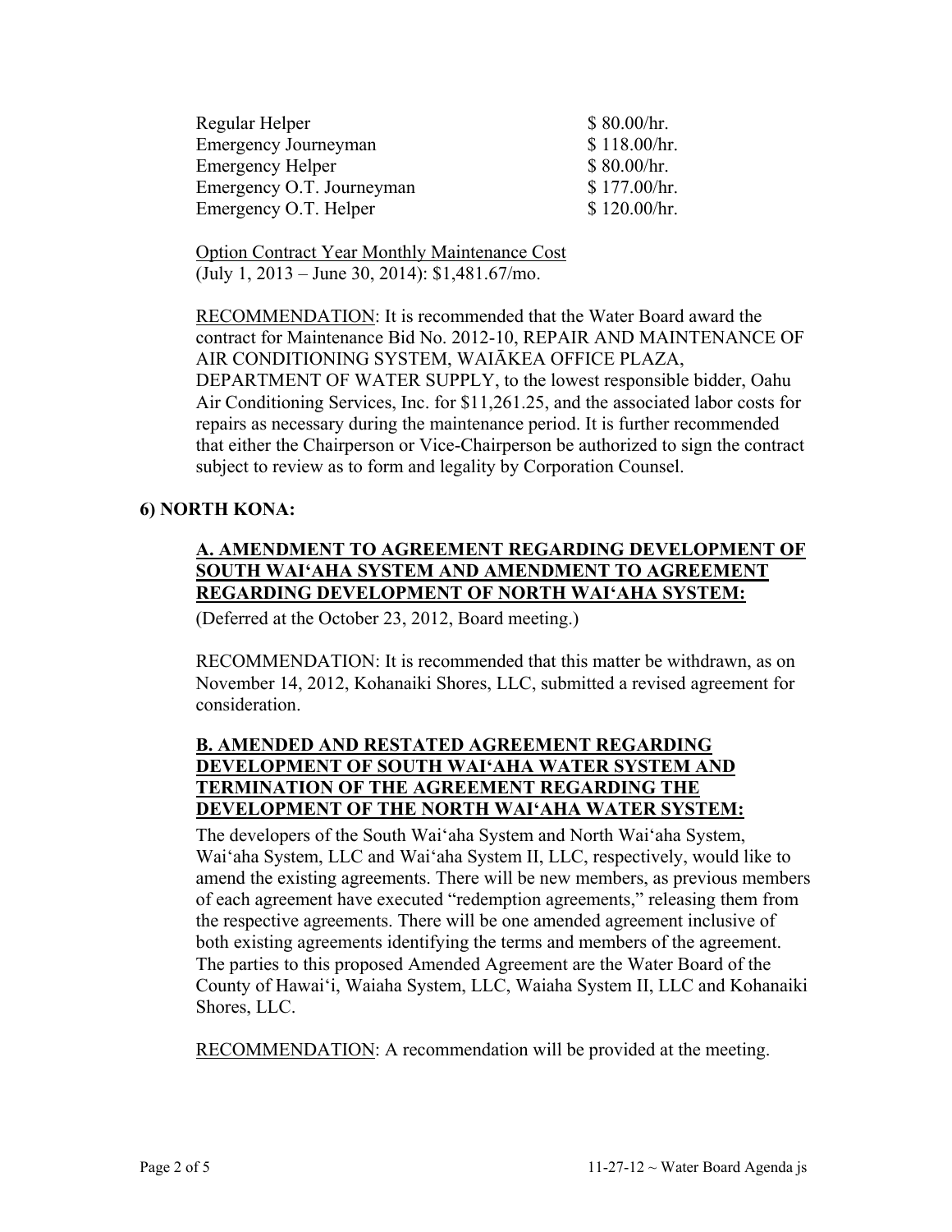| | |
|---|---|
| Regular Helper | \$ 80.00/hr. |
| Emergency Journeyman | \$ 118.00/hr. |
| Emergency Helper | \$ 80.00/hr. |
| Emergency O.T. Journeyman | \$ 177.00/hr. |
| Emergency O.T. Helper | \$ 120.00/hr. |

<u>Option Contract Year Monthly Maintenance Cost</u>
(July 1, 2013 – June 30, 2014): \$1,481.67/mo.

<u>RECOMMENDATION</u>: It is recommended that the Water Board award the contract for Maintenance Bid No. 2012-10, REPAIR AND MAINTENANCE OF AIR CONDITIONING SYSTEM, WAIĀKEA OFFICE PLAZA, DEPARTMENT OF WATER SUPPLY, to the lowest responsible bidder, Oahu Air Conditioning Services, Inc. for \$11,261.25, and the associated labor costs for repairs as necessary during the maintenance period. It is further recommended that either the Chairperson or Vice-Chairperson be authorized to sign the contract subject to review as to form and legality by Corporation Counsel.

## 6) NORTH KONA:

### <u>A. AMENDMENT TO AGREEMENT REGARDING DEVELOPMENT OF SOUTH WAI'AHA SYSTEM AND AMENDMENT TO AGREEMENT REGARDING DEVELOPMENT OF NORTH WAI'AHA SYSTEM:</u>

(Deferred at the October 23, 2012, Board meeting.)

RECOMMENDATION: It is recommended that this matter be withdrawn, as on November 14, 2012, Kohanaiki Shores, LLC, submitted a revised agreement for consideration.

### <u>B. AMENDED AND RESTATED AGREEMENT REGARDING DEVELOPMENT OF SOUTH WAI'AHA WATER SYSTEM AND TERMINATION OF THE AGREEMENT REGARDING THE DEVELOPMENT OF THE NORTH WAI'AHA WATER SYSTEM:</u>

The developers of the South Wai'aha System and North Wai'aha System, Wai'aha System, LLC and Wai'aha System II, LLC, respectively, would like to amend the existing agreements. There will be new members, as previous members of each agreement have executed "redemption agreements," releasing them from the respective agreements. There will be one amended agreement inclusive of both existing agreements identifying the terms and members of the agreement. The parties to this proposed Amended Agreement are the Water Board of the County of Hawai'i, Waiaha System, LLC, Waiaha System II, LLC and Kohanaiki Shores, LLC.

<u>RECOMMENDATION</u>: A recommendation will be provided at the meeting.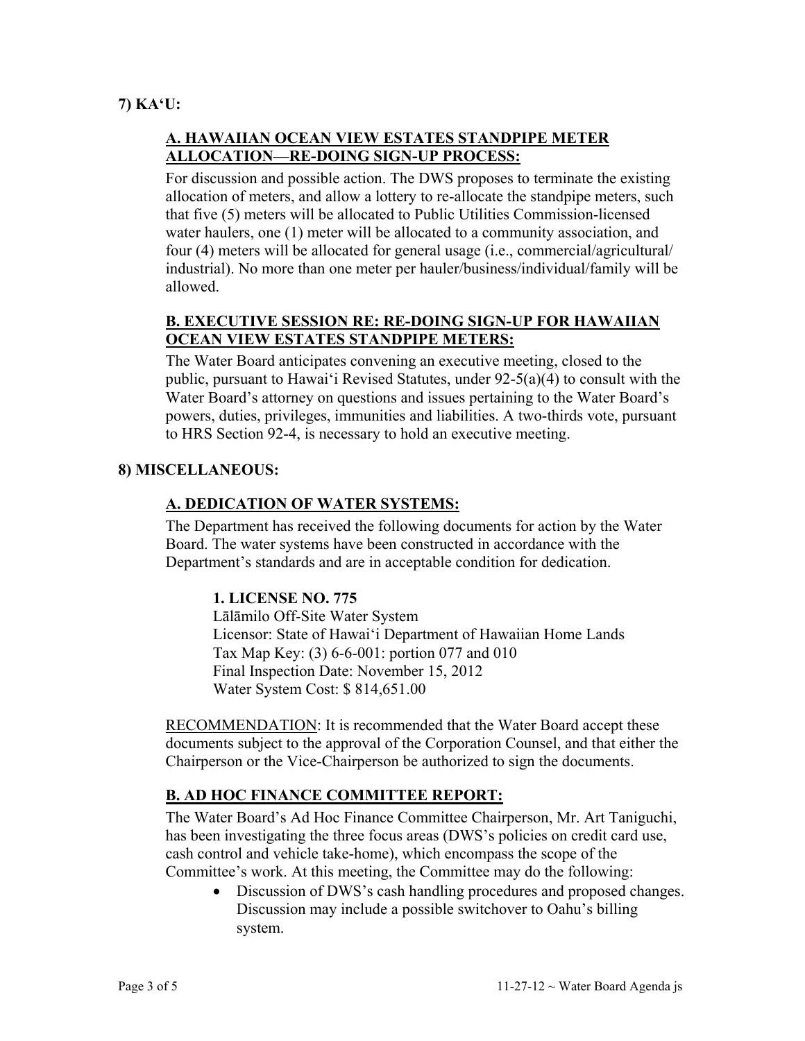## 7) KA'U:

### A. HAWAIIAN OCEAN VIEW ESTATES STANDPIPE METER ALLOCATION—RE-DOING SIGN-UP PROCESS:

For discussion and possible action. The DWS proposes to terminate the existing allocation of meters, and allow a lottery to re-allocate the standpipe meters, such that five (5) meters will be allocated to Public Utilities Commission-licensed water haulers, one (1) meter will be allocated to a community association, and four (4) meters will be allocated for general usage (i.e., commercial/agricultural/industrial). No more than one meter per hauler/business/individual/family will be allowed.

### B. EXECUTIVE SESSION RE: RE-DOING SIGN-UP FOR HAWAIIAN OCEAN VIEW ESTATES STANDPIPE METERS:

The Water Board anticipates convening an executive meeting, closed to the public, pursuant to Hawai'i Revised Statutes, under 92-5(a)(4) to consult with the Water Board's attorney on questions and issues pertaining to the Water Board's powers, duties, privileges, immunities and liabilities. A two-thirds vote, pursuant to HRS Section 92-4, is necessary to hold an executive meeting.

## 8) MISCELLANEOUS:

### A. DEDICATION OF WATER SYSTEMS:

The Department has received the following documents for action by the Water Board. The water systems have been constructed in accordance with the Department's standards and are in acceptable condition for dedication.

**1. LICENSE NO. 775**
Lālāmilo Off-Site Water System
Licensor: State of Hawai'i Department of Hawaiian Home Lands
Tax Map Key: (3) 6-6-001: portion 077 and 010
Final Inspection Date: November 15, 2012
Water System Cost: $ 814,651.00

RECOMMENDATION: It is recommended that the Water Board accept these documents subject to the approval of the Corporation Counsel, and that either the Chairperson or the Vice-Chairperson be authorized to sign the documents.

### B. AD HOC FINANCE COMMITTEE REPORT:

The Water Board's Ad Hoc Finance Committee Chairperson, Mr. Art Taniguchi, has been investigating the three focus areas (DWS's policies on credit card use, cash control and vehicle take-home), which encompass the scope of the Committee's work. At this meeting, the Committee may do the following:

- Discussion of DWS's cash handling procedures and proposed changes. Discussion may include a possible switchover to Oahu's billing system.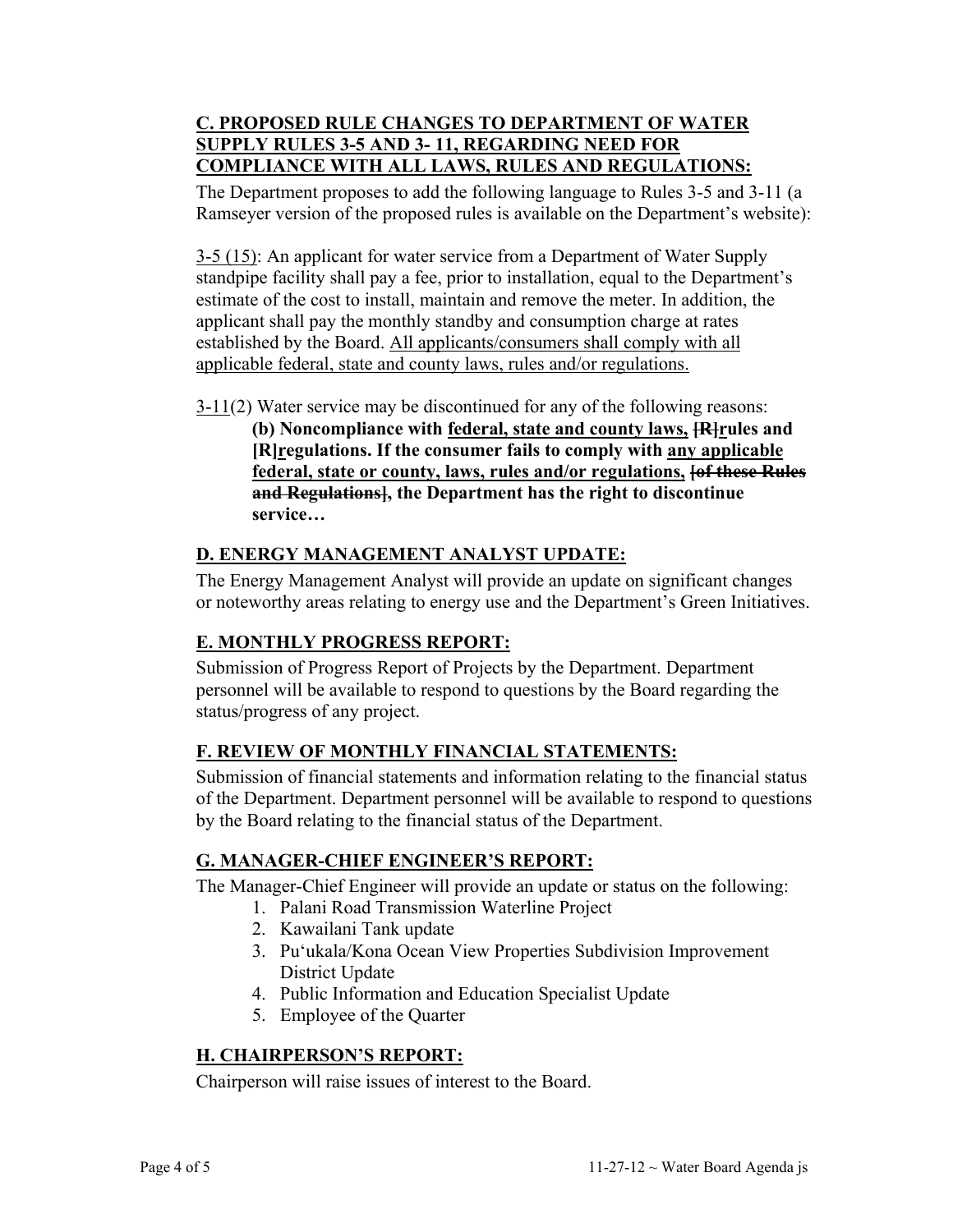## C. PROPOSED RULE CHANGES TO DEPARTMENT OF WATER SUPPLY RULES 3-5 AND 3- 11, REGARDING NEED FOR COMPLIANCE WITH ALL LAWS, RULES AND REGULATIONS:

The Department proposes to add the following language to Rules 3-5 and 3-11 (a Ramseyer version of the proposed rules is available on the Department's website):

3-5 (15): An applicant for water service from a Department of Water Supply standpipe facility shall pay a fee, prior to installation, equal to the Department's estimate of the cost to install, maintain and remove the meter. In addition, the applicant shall pay the monthly standby and consumption charge at rates established by the Board. All applicants/consumers shall comply with all applicable federal, state and county laws, rules and/or regulations.

3-11(2) Water service may be discontinued for any of the following reasons:

> **(b) Noncompliance with federal, state and county laws, ~~[R]~~rules and [R]regulations. If the consumer fails to comply with any applicable federal, state or county, laws, rules and/or regulations, ~~[of these Rules and Regulations]~~, the Department has the right to discontinue service…**

## D. ENERGY MANAGEMENT ANALYST UPDATE:

The Energy Management Analyst will provide an update on significant changes or noteworthy areas relating to energy use and the Department's Green Initiatives.

## E. MONTHLY PROGRESS REPORT:

Submission of Progress Report of Projects by the Department. Department personnel will be available to respond to questions by the Board regarding the status/progress of any project.

## F. REVIEW OF MONTHLY FINANCIAL STATEMENTS:

Submission of financial statements and information relating to the financial status of the Department. Department personnel will be available to respond to questions by the Board relating to the financial status of the Department.

## G. MANAGER-CHIEF ENGINEER'S REPORT:

The Manager-Chief Engineer will provide an update or status on the following:

1. Palani Road Transmission Waterline Project
2. Kawailani Tank update
3. Pu'ukala/Kona Ocean View Properties Subdivision Improvement District Update
4. Public Information and Education Specialist Update
5. Employee of the Quarter

## H. CHAIRPERSON'S REPORT:

Chairperson will raise issues of interest to the Board.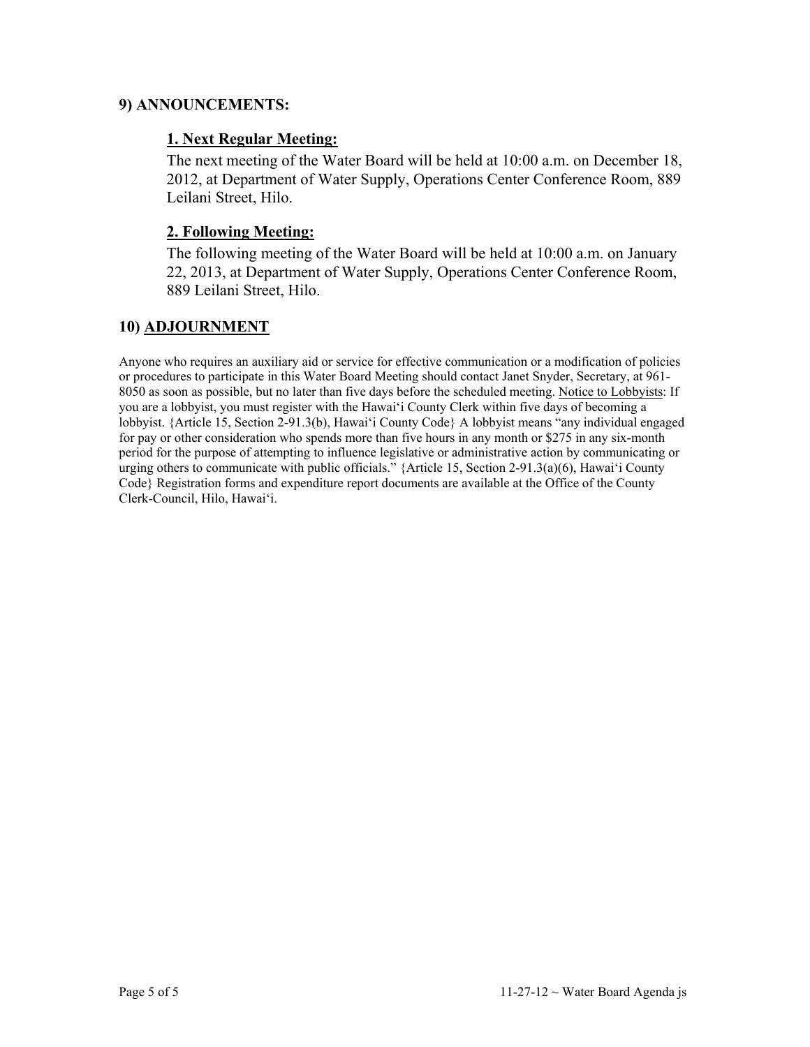## 9) ANNOUNCEMENTS:

### 1. Next Regular Meeting:

The next meeting of the Water Board will be held at 10:00 a.m. on December 18, 2012, at Department of Water Supply, Operations Center Conference Room, 889 Leilani Street, Hilo.

### 2. Following Meeting:

The following meeting of the Water Board will be held at 10:00 a.m. on January 22, 2013, at Department of Water Supply, Operations Center Conference Room, 889 Leilani Street, Hilo.

## 10) ADJOURNMENT

Anyone who requires an auxiliary aid or service for effective communication or a modification of policies or procedures to participate in this Water Board Meeting should contact Janet Snyder, Secretary, at 961-8050 as soon as possible, but no later than five days before the scheduled meeting. Notice to Lobbyists: If you are a lobbyist, you must register with the Hawai'i County Clerk within five days of becoming a lobbyist. {Article 15, Section 2-91.3(b), Hawai'i County Code} A lobbyist means "any individual engaged for pay or other consideration who spends more than five hours in any month or $275 in any six-month period for the purpose of attempting to influence legislative or administrative action by communicating or urging others to communicate with public officials." {Article 15, Section 2-91.3(a)(6), Hawai'i County Code} Registration forms and expenditure report documents are available at the Office of the County Clerk-Council, Hilo, Hawai'i.